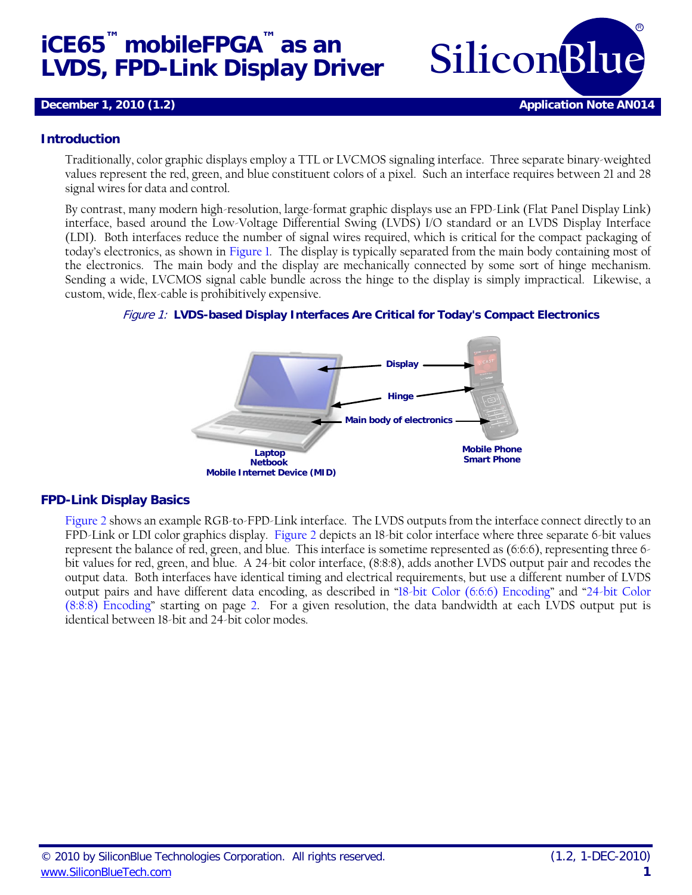# iCE65™ mobileFPGA™ as an LVDS, FPD-Link Display Driver

**December 1, 2010 (1.2)** **Application Note AN014**

## Introduction

Traditionally, color graphic displays employ a TTL or LVCMOS signaling interface. Three separate binary-weighted values represent the red, green, and blue constituent colors of a pixel. Such an interface requires between 21 and 28 signal wires for data and control.

By contrast, many modern high-resolution, large-format graphic displays use an FPD-Link (Flat Panel Display Link) interface, based around the Low-Voltage Differential Swing (LVDS) I/O standard or an LVDS Display Interface (LDI). Both interfaces reduce the number of signal wires required, which is critical for the compact packaging of today's electronics, as shown in Figure 1. The display is typically separated from the main body containing most of the electronics. The main body and the display are mechanically connected by some sort of hinge mechanism. Sending a wide, LVCMOS signal cable bundle across the hinge to the display is simply impractical. Likewise, a custom, wide, flex-cable is prohibitively expensive.

*Figure 1:* **LVDS-based Display Interfaces Are Critical for Today's Compact Electronics**

## FPD-Link Display Basics

Figure 2 shows an example RGB-to-FPD-Link interface. The LVDS outputs from the interface connect directly to an FPD-Link or LDI color graphics display. Figure 2 depicts an 18-bit color interface where three separate 6-bit values represent the balance of red, green, and blue. This interface is sometime represented as (6:6:6), representing three 6-bit values for red, green, and blue. A 24-bit color interface, (8:8:8), adds another LVDS output pair and recodes the output data. Both interfaces have identical timing and electrical requirements, but use a different number of LVDS output pairs and have different data encoding, as described in "18-bit Color (6:6:6) Encoding" and "24-bit Color (8:8:8) Encoding" starting on page 2. For a given resolution, the data bandwidth at each LVDS output put is identical between 18-bit and 24-bit color modes.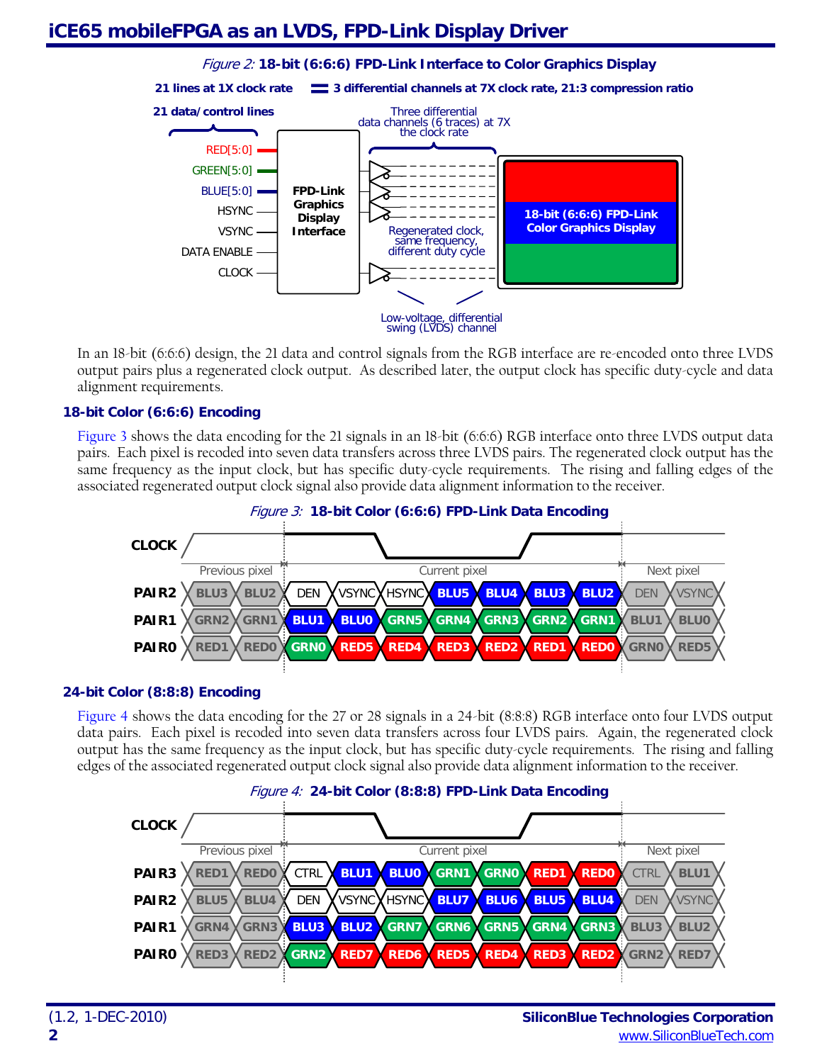*Figure 2:* **18-bit (6:6:6) FPD-Link Interface to Color Graphics Display**

In an 18-bit (6:6:6) design, the 21 data and control signals from the RGB interface are re-encoded onto three LVDS output pairs plus a regenerated clock output. As described later, the output clock has specific duty-cycle and data alignment requirements.

### 18-bit Color (6:6:6) Encoding

Figure 3 shows the data encoding for the 21 signals in an 18-bit (6:6:6) RGB interface onto three LVDS output data pairs. Each pixel is recoded into seven data transfers across three LVDS pairs. The regenerated clock output has the same frequency as the input clock, but has specific duty-cycle requirements. The rising and falling edges of the associated regenerated output clock signal also provide data alignment information to the receiver.

*Figure 3:* **18-bit Color (6:6:6) FPD-Link Data Encoding**

| | Previous pixel | | Current pixel | | | | | | | Next pixel | |
|---|---|---|---|---|---|---|---|---|---|---|---|
| **PAIR2** | BLU3 | BLU2 | DEN | VSYNC | HSYNC | BLU5 | BLU4 | BLU3 | BLU2 | DEN | VSYNC |
| **PAIR1** | GRN2 | GRN1 | BLU1 | BLU0 | GRN5 | GRN4 | GRN3 | GRN2 | GRN1 | BLU1 | BLU0 |
| **PAIR0** | RED1 | RED0 | GRN0 | RED5 | RED4 | RED3 | RED2 | RED1 | RED0 | GRN0 | RED5 |

### 24-bit Color (8:8:8) Encoding

Figure 4 shows the data encoding for the 27 or 28 signals in a 24-bit (8:8:8) RGB interface onto four LVDS output data pairs. Each pixel is recoded into seven data transfers across four LVDS pairs. Again, the regenerated clock output has the same frequency as the input clock, but has specific duty-cycle requirements. The rising and falling edges of the associated regenerated output clock signal also provide data alignment information to the receiver.

*Figure 4:* **24-bit Color (8:8:8) FPD-Link Data Encoding**

| | Previous pixel | | Current pixel | | | | | | | Next pixel | |
|---|---|---|---|---|---|---|---|---|---|---|---|
| **PAIR3** | RED1 | RED0 | CTRL | BLU1 | BLU0 | GRN1 | GRN0 | RED1 | RED0 | CTRL | BLU1 |
| **PAIR2** | BLU5 | BLU4 | DEN | VSYNC | HSYNC | BLU7 | BLU6 | BLU5 | BLU4 | DEN | VSYNC |
| **PAIR1** | GRN4 | GRN3 | BLU3 | BLU2 | GRN7 | GRN6 | GRN5 | GRN4 | GRN3 | BLU3 | BLU2 |
| **PAIR0** | RED3 | RED2 | GRN2 | RED7 | RED6 | RED5 | RED4 | RED3 | RED2 | GRN2 | RED7 |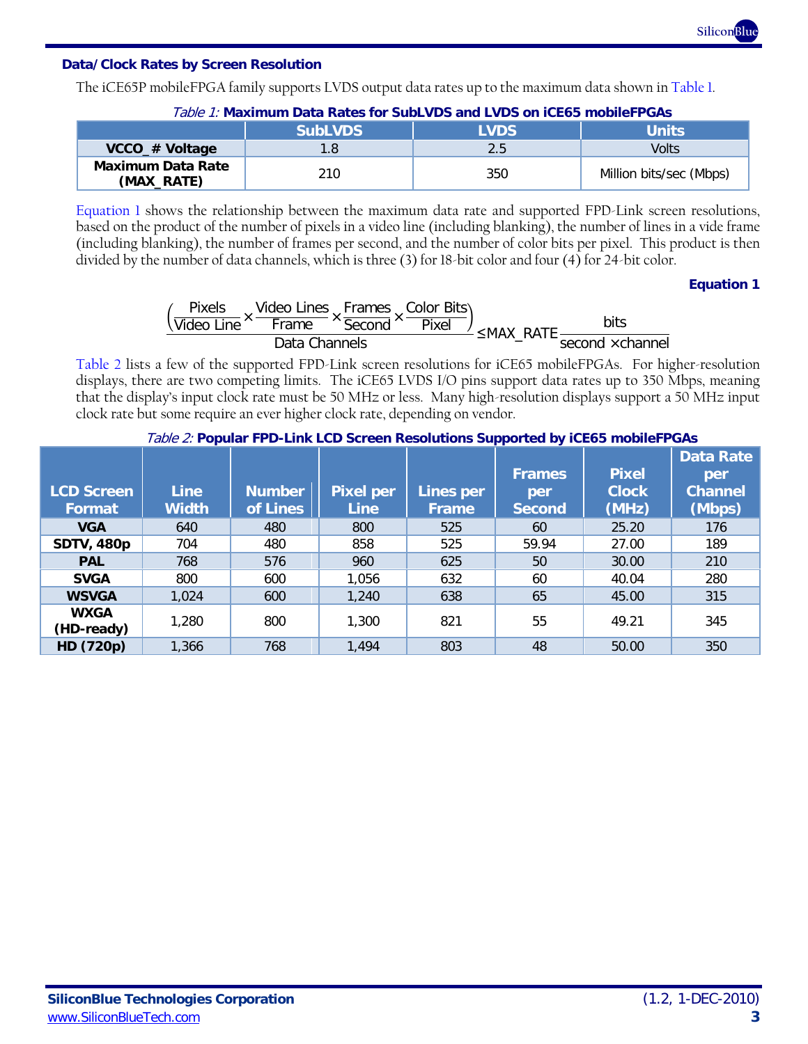### Data/Clock Rates by Screen Resolution

The iCE65P mobileFPGA family supports LVDS output data rates up to the maximum data shown in Table 1.

*Table 1:* **Maximum Data Rates for SubLVDS and LVDS on iCE65 mobileFPGAs**

| | SubLVDS | LVDS | Units |
|---|---|---|---|
| **VCCO_# Voltage** | 1.8 | 2.5 | Volts |
| **Maximum Data Rate (MAX_RATE)** | 210 | 350 | Million bits/sec (Mbps) |

Equation 1 shows the relationship between the maximum data rate and supported FPD-Link screen resolutions, based on the product of the number of pixels in a video line (including blanking), the number of lines in a vide frame (including blanking), the number of frames per second, and the number of color bits per pixel. This product is then divided by the number of data channels, which is three (3) for 18-bit color and four (4) for 24-bit color.

**Equation 1**

$$\frac{\left(\frac{\text{Pixels}}{\text{Video Line}} \times \frac{\text{Video Lines}}{\text{Frame}} \times \frac{\text{Frames}}{\text{Second}} \times \frac{\text{Color Bits}}{\text{Pixel}}\right)}{\text{Data Channels}} \leq \text{MAX\_RATE} \frac{\text{bits}}{\text{second} \times \text{channel}}$$

Table 2 lists a few of the supported FPD-Link screen resolutions for iCE65 mobileFPGAs. For higher-resolution displays, there are two competing limits. The iCE65 LVDS I/O pins support data rates up to 350 Mbps, meaning that the display's input clock rate must be 50 MHz or less. Many high-resolution displays support a 50 MHz input clock rate but some require an ever higher clock rate, depending on vendor.

*Table 2:* **Popular FPD-Link LCD Screen Resolutions Supported by iCE65 mobileFPGAs**

| LCD Screen Format | Line Width | Number of Lines | Pixel per Line | Lines per Frame | Frames per Second | Pixel Clock (MHz) | Data Rate per Channel (Mbps) |
|---|---|---|---|---|---|---|---|
| **VGA** | 640 | 480 | 800 | 525 | 60 | 25.20 | 176 |
| **SDTV, 480p** | 704 | 480 | 858 | 525 | 59.94 | 27.00 | 189 |
| **PAL** | 768 | 576 | 960 | 625 | 50 | 30.00 | 210 |
| **SVGA** | 800 | 600 | 1,056 | 632 | 60 | 40.04 | 280 |
| **WSVGA** | 1,024 | 600 | 1,240 | 638 | 65 | 45.00 | 315 |
| **WXGA (HD-ready)** | 1,280 | 800 | 1,300 | 821 | 55 | 49.21 | 345 |
| **HD (720p)** | 1,366 | 768 | 1,494 | 803 | 48 | 50.00 | 350 |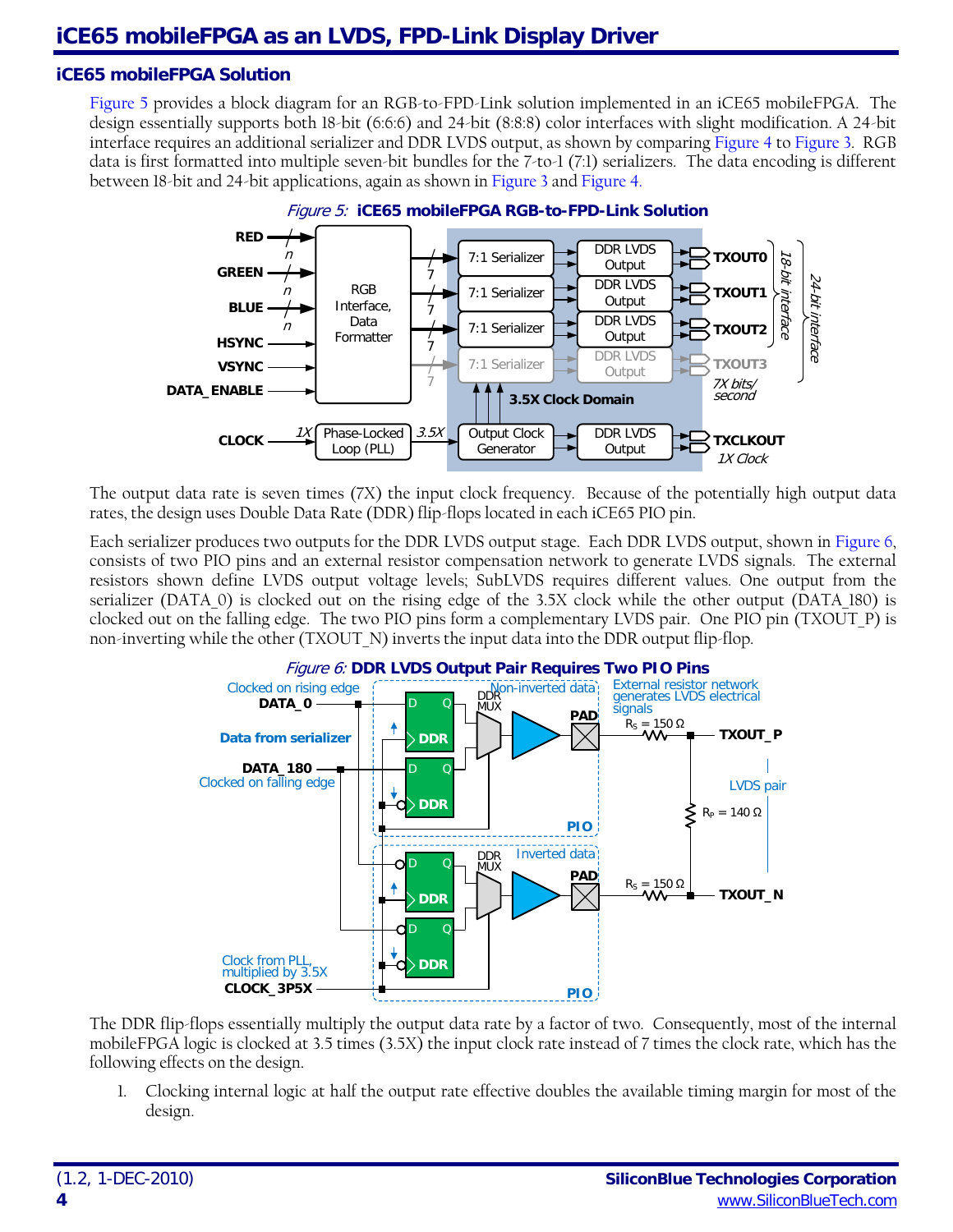## iCE65 mobileFPGA Solution

Figure 5 provides a block diagram for an RGB-to-FPD-Link solution implemented in an iCE65 mobileFPGA. The design essentially supports both 18-bit (6:6:6) and 24-bit (8:8:8) color interfaces with slight modification. A 24-bit interface requires an additional serializer and DDR LVDS output, as shown by comparing Figure 4 to Figure 3. RGB data is first formatted into multiple seven-bit bundles for the 7-to-1 (7:1) serializers. The data encoding is different between 18-bit and 24-bit applications, again as shown in Figure 3 and Figure 4.

*Figure 5:* **iCE65 mobileFPGA RGB-to-FPD-Link Solution**

The output data rate is seven times (7X) the input clock frequency. Because of the potentially high output data rates, the design uses Double Data Rate (DDR) flip-flops located in each iCE65 PIO pin.

Each serializer produces two outputs for the DDR LVDS output stage. Each DDR LVDS output, shown in Figure 6, consists of two PIO pins and an external resistor compensation network to generate LVDS signals. The external resistors shown define LVDS output voltage levels; SubLVDS requires different values. One output from the serializer (DATA_0) is clocked out on the rising edge of the 3.5X clock while the other output (DATA_180) is clocked out on the falling edge. The two PIO pins form a complementary LVDS pair. One PIO pin (TXOUT_P) is non-inverting while the other (TXOUT_N) inverts the input data into the DDR output flip-flop.

*Figure 6:* **DDR LVDS Output Pair Requires Two PIO Pins**

The DDR flip-flops essentially multiply the output data rate by a factor of two. Consequently, most of the internal mobileFPGA logic is clocked at 3.5 times (3.5X) the input clock rate instead of 7 times the clock rate, which has the following effects on the design.

1. Clocking internal logic at half the output rate effective doubles the available timing margin for most of the design.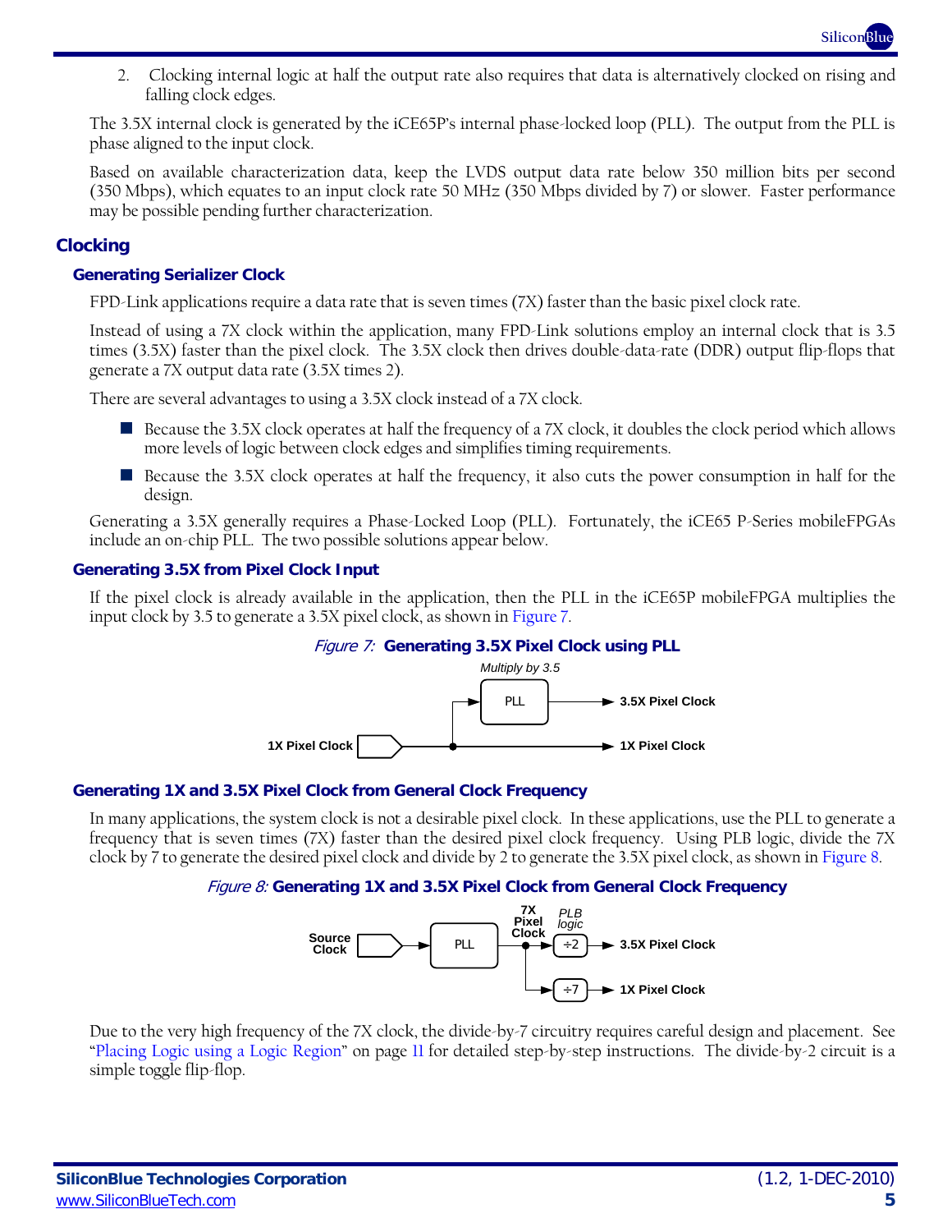2. Clocking internal logic at half the output rate also requires that data is alternatively clocked on rising and falling clock edges.

The 3.5X internal clock is generated by the iCE65P's internal phase-locked loop (PLL). The output from the PLL is phase aligned to the input clock.

Based on available characterization data, keep the LVDS output data rate below 350 million bits per second (350 Mbps), which equates to an input clock rate 50 MHz (350 Mbps divided by 7) or slower. Faster performance may be possible pending further characterization.

## Clocking

### Generating Serializer Clock

FPD-Link applications require a data rate that is seven times (7X) faster than the basic pixel clock rate.

Instead of using a 7X clock within the application, many FPD-Link solutions employ an internal clock that is 3.5 times (3.5X) faster than the pixel clock. The 3.5X clock then drives double-data-rate (DDR) output flip-flops that generate a 7X output data rate (3.5X times 2).

There are several advantages to using a 3.5X clock instead of a 7X clock.

- Because the 3.5X clock operates at half the frequency of a 7X clock, it doubles the clock period which allows more levels of logic between clock edges and simplifies timing requirements.
- Because the 3.5X clock operates at half the frequency, it also cuts the power consumption in half for the design.

Generating a 3.5X generally requires a Phase-Locked Loop (PLL). Fortunately, the iCE65 P-Series mobileFPGAs include an on-chip PLL. The two possible solutions appear below.

### Generating 3.5X from Pixel Clock Input

If the pixel clock is already available in the application, then the PLL in the iCE65P mobileFPGA multiplies the input clock by 3.5 to generate a 3.5X pixel clock, as shown in Figure 7.

*Figure 7:* **Generating 3.5X Pixel Clock using PLL**

### Generating 1X and 3.5X Pixel Clock from General Clock Frequency

In many applications, the system clock is not a desirable pixel clock. In these applications, use the PLL to generate a frequency that is seven times (7X) faster than the desired pixel clock frequency. Using PLB logic, divide the 7X clock by 7 to generate the desired pixel clock and divide by 2 to generate the 3.5X pixel clock, as shown in Figure 8.

*Figure 8:* **Generating 1X and 3.5X Pixel Clock from General Clock Frequency**

Due to the very high frequency of the 7X clock, the divide-by-7 circuitry requires careful design and placement. See "Placing Logic using a Logic Region" on page 11 for detailed step-by-step instructions. The divide-by-2 circuit is a simple toggle flip-flop.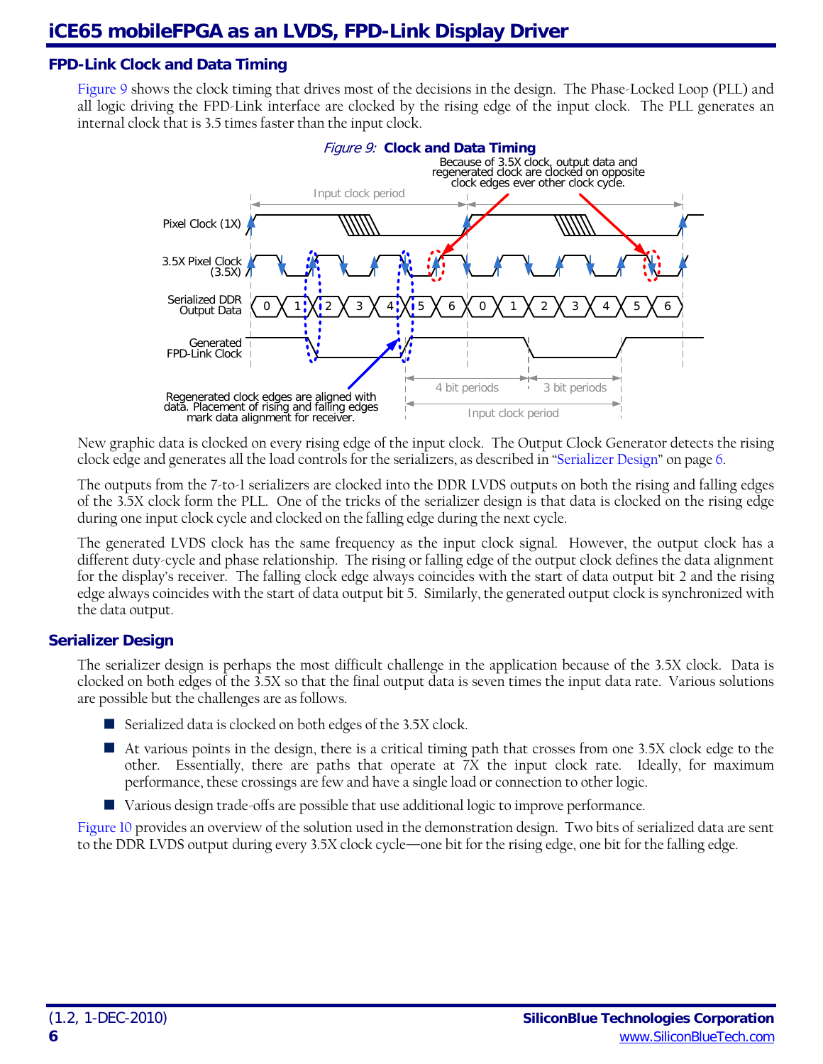## FPD-Link Clock and Data Timing

Figure 9 shows the clock timing that drives most of the decisions in the design. The Phase-Locked Loop (PLL) and all logic driving the FPD-Link interface are clocked by the rising edge of the input clock. The PLL generates an internal clock that is 3.5 times faster than the input clock.

*Figure 9:* **Clock and Data Timing**

New graphic data is clocked on every rising edge of the input clock. The Output Clock Generator detects the rising clock edge and generates all the load controls for the serializers, as described in "Serializer Design" on page 6.

The outputs from the 7-to-1 serializers are clocked into the DDR LVDS outputs on both the rising and falling edges of the 3.5X clock form the PLL. One of the tricks of the serializer design is that data is clocked on the rising edge during one input clock cycle and clocked on the falling edge during the next cycle.

The generated LVDS clock has the same frequency as the input clock signal. However, the output clock has a different duty-cycle and phase relationship. The rising or falling edge of the output clock defines the data alignment for the display's receiver. The falling clock edge always coincides with the start of data output bit 2 and the rising edge always coincides with the start of data output bit 5. Similarly, the generated output clock is synchronized with the data output.

## Serializer Design

The serializer design is perhaps the most difficult challenge in the application because of the 3.5X clock. Data is clocked on both edges of the 3.5X so that the final output data is seven times the input data rate. Various solutions are possible but the challenges are as follows.

- Serialized data is clocked on both edges of the 3.5X clock.
- At various points in the design, there is a critical timing path that crosses from one 3.5X clock edge to the other. Essentially, there are paths that operate at 7X the input clock rate. Ideally, for maximum performance, these crossings are few and have a single load or connection to other logic.
- Various design trade-offs are possible that use additional logic to improve performance.

Figure 10 provides an overview of the solution used in the demonstration design. Two bits of serialized data are sent to the DDR LVDS output during every 3.5X clock cycle—one bit for the rising edge, one bit for the falling edge.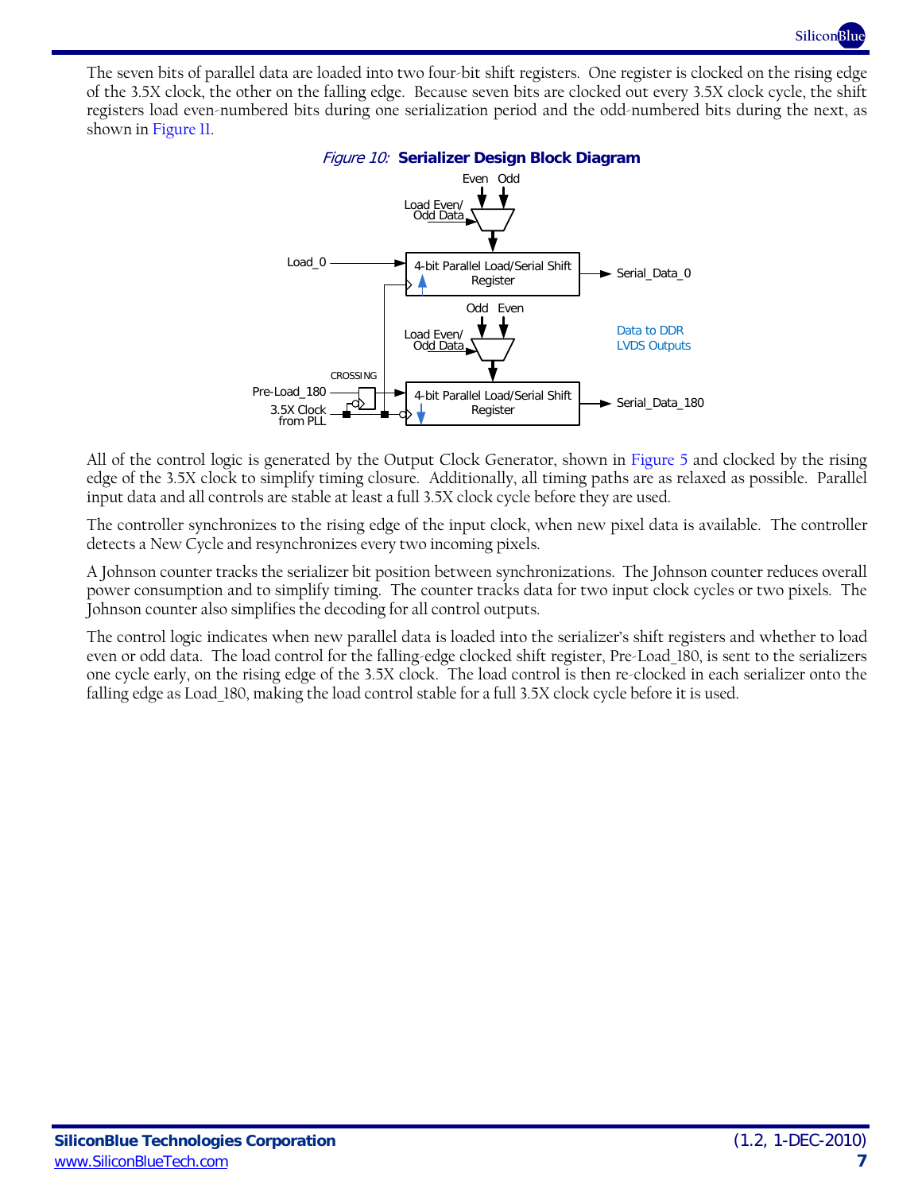The seven bits of parallel data are loaded into two four-bit shift registers. One register is clocked on the rising edge of the 3.5X clock, the other on the falling edge. Because seven bits are clocked out every 3.5X clock cycle, the shift registers load even-numbered bits during one serialization period and the odd-numbered bits during the next, as shown in Figure 11.

*Figure 10:* **Serializer Design Block Diagram**

All of the control logic is generated by the Output Clock Generator, shown in Figure 5 and clocked by the rising edge of the 3.5X clock to simplify timing closure. Additionally, all timing paths are as relaxed as possible. Parallel input data and all controls are stable at least a full 3.5X clock cycle before they are used.

The controller synchronizes to the rising edge of the input clock, when new pixel data is available. The controller detects a New Cycle and resynchronizes every two incoming pixels.

A Johnson counter tracks the serializer bit position between synchronizations. The Johnson counter reduces overall power consumption and to simplify timing. The counter tracks data for two input clock cycles or two pixels. The Johnson counter also simplifies the decoding for all control outputs.

The control logic indicates when new parallel data is loaded into the serializer's shift registers and whether to load even or odd data. The load control for the falling-edge clocked shift register, Pre-Load_180, is sent to the serializers one cycle early, on the rising edge of the 3.5X clock. The load control is then re-clocked in each serializer onto the falling edge as Load_180, making the load control stable for a full 3.5X clock cycle before it is used.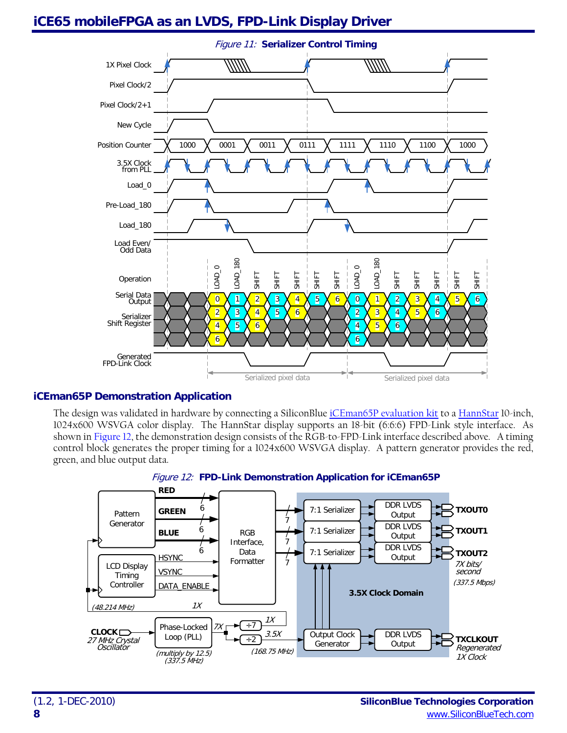*Figure 11:* **Serializer Control Timing**

## iCEman65P Demonstration Application

The design was validated in hardware by connecting a SiliconBlue iCEman65P evaluation kit to a HannStar 10-inch, 1024x600 WSVGA color display. The HannStar display supports an 18-bit (6:6:6) FPD-Link style interface. As shown in Figure 12, the demonstration design consists of the RGB-to-FPD-Link interface described above. A timing control block generates the proper timing for a 1024x600 WSVGA display. A pattern generator provides the red, green, and blue output data.

*Figure 12:* **FPD-Link Demonstration Application for iCEman65P**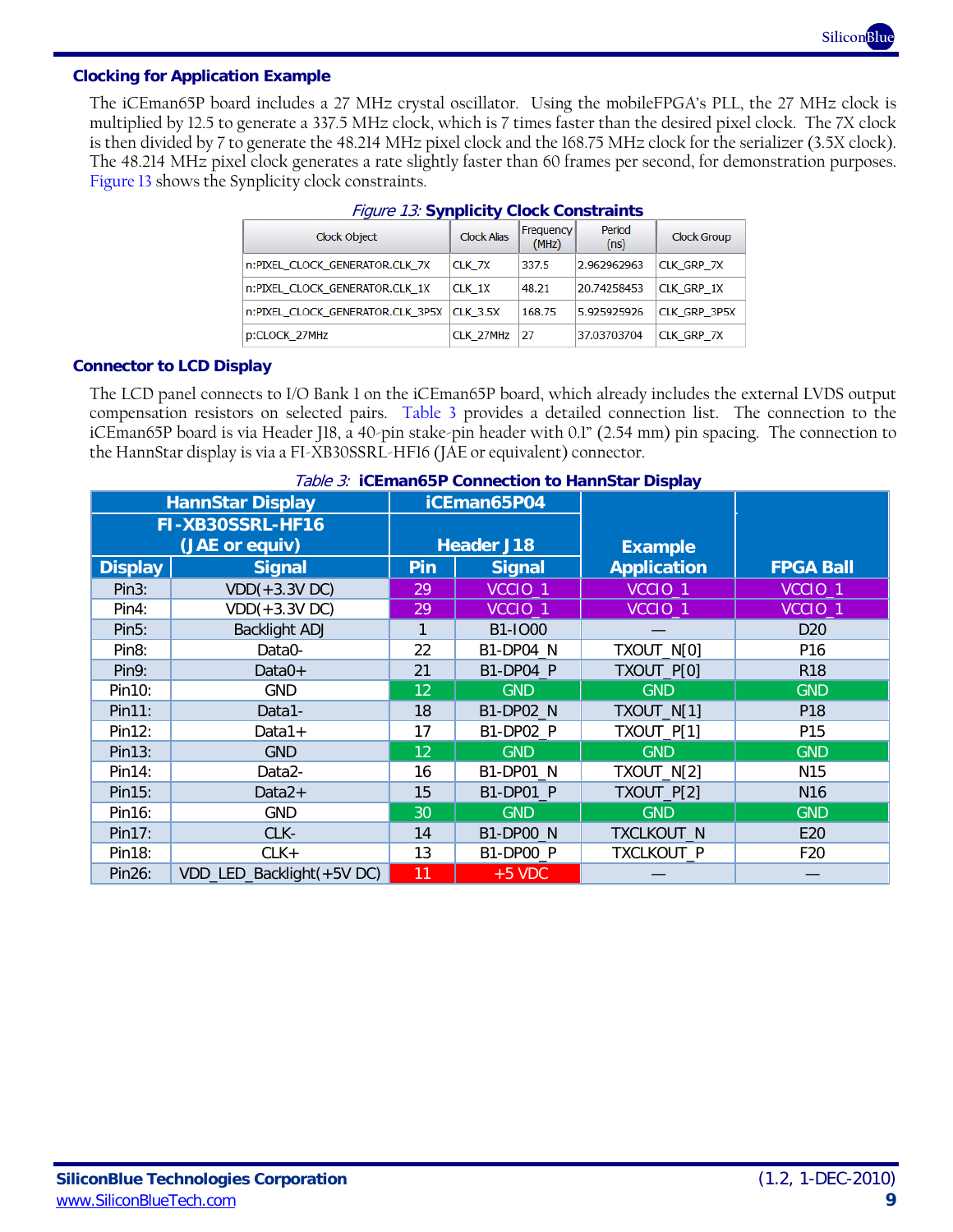## Clocking for Application Example

The iCEman65P board includes a 27 MHz crystal oscillator. Using the mobileFPGA's PLL, the 27 MHz clock is multiplied by 12.5 to generate a 337.5 MHz clock, which is 7 times faster than the desired pixel clock. The 7X clock is then divided by 7 to generate the 48.214 MHz pixel clock and the 168.75 MHz clock for the serializer (3.5X clock). The 48.214 MHz pixel clock generates a rate slightly faster than 60 frames per second, for demonstration purposes. Figure 13 shows the Synplicity clock constraints.

*Figure 13:* **Synplicity Clock Constraints**

| Clock Object | Clock Alias | Frequency (MHz) | Period (ns) | Clock Group |
|---|---|---|---|---|
| n:PIXEL_CLOCK_GENERATOR.CLK_7X | CLK_7X | 337.5 | 2.962962963 | CLK_GRP_7X |
| n:PIXEL_CLOCK_GENERATOR.CLK_1X | CLK_1X | 48.21 | 20.74258453 | CLK_GRP_1X |
| n:PIXEL_CLOCK_GENERATOR.CLK_3P5X | CLK_3.5X | 168.75 | 5.925925926 | CLK_GRP_3P5X |
| p:CLOCK_27MHz | CLK_27MHz | 27 | 37.03703704 | CLK_GRP_7X |

## Connector to LCD Display

The LCD panel connects to I/O Bank 1 on the iCEman65P board, which already includes the external LVDS output compensation resistors on selected pairs. Table 3 provides a detailed connection list. The connection to the iCEman65P board is via Header J18, a 40-pin stake-pin header with 0.1" (2.54 mm) pin spacing. The connection to the HannStar display is via a FI-XB30SSRL-HF16 (JAE or equivalent) connector.

*Table 3:* **iCEman65P Connection to HannStar Display**

| HannStar Display | | iCEman65P04 | | Example Application | FPGA Ball |
|---|---|---|---|---|---|
| FI-XB30SSRL-HF16 (JAE or equiv) | | Header J18 | | | |
| Display | Signal | Pin | Signal | | |
| Pin3: | VDD(+3.3V DC) | 29 | VCCIO_1 | VCCIO_1 | VCCIO_1 |
| Pin4: | VDD(+3.3V DC) | 29 | VCCIO_1 | VCCIO_1 | VCCIO_1 |
| Pin5: | Backlight ADJ | 1 | B1-IO00 | — | D20 |
| Pin8: | Data0- | 22 | B1-DP04_N | TXOUT_N[0] | P16 |
| Pin9: | Data0+ | 21 | B1-DP04_P | TXOUT_P[0] | R18 |
| Pin10: | GND | 12 | GND | GND | GND |
| Pin11: | Data1- | 18 | B1-DP02_N | TXOUT_N[1] | P18 |
| Pin12: | Data1+ | 17 | B1-DP02_P | TXOUT_P[1] | P15 |
| Pin13: | GND | 12 | GND | GND | GND |
| Pin14: | Data2- | 16 | B1-DP01_N | TXOUT_N[2] | N15 |
| Pin15: | Data2+ | 15 | B1-DP01_P | TXOUT_P[2] | N16 |
| Pin16: | GND | 30 | GND | GND | GND |
| Pin17: | CLK- | 14 | B1-DP00_N | TXCLKOUT_N | E20 |
| Pin18: | CLK+ | 13 | B1-DP00_P | TXCLKOUT_P | F20 |
| Pin26: | VDD_LED_Backlight(+5V DC) | 11 | +5 VDC | — | — |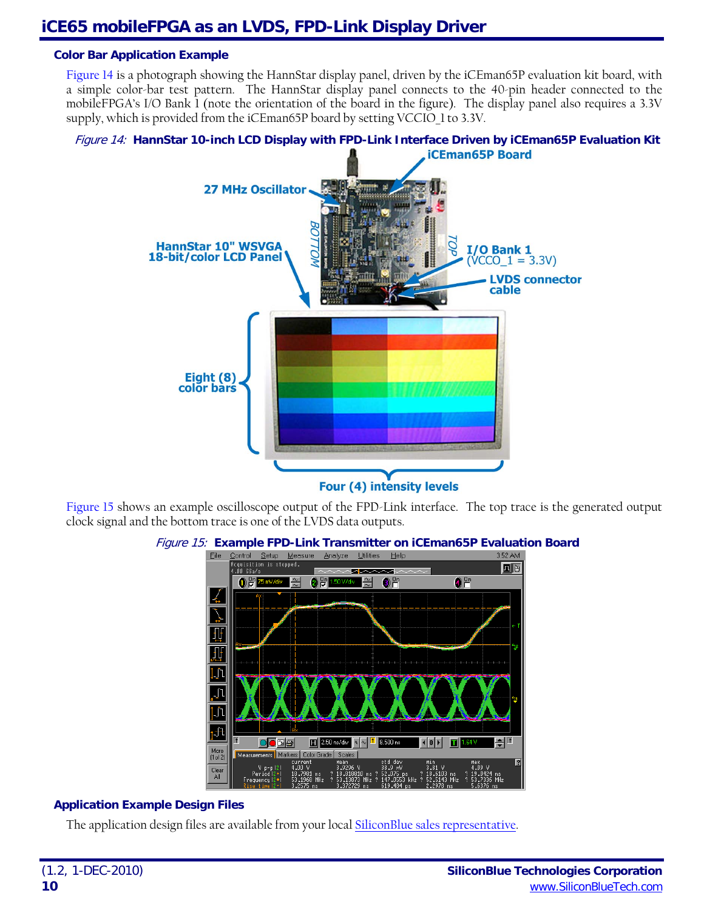## Color Bar Application Example

Figure 14 is a photograph showing the HannStar display panel, driven by the iCEman65P evaluation kit board, with a simple color-bar test pattern. The HannStar display panel connects to the 40-pin header connected to the mobileFPGA's I/O Bank 1 (note the orientation of the board in the figure). The display panel also requires a 3.3V supply, which is provided from the iCEman65P board by setting VCCIO_1 to 3.3V.

*Figure 14:* **HannStar 10-inch LCD Display with FPD-Link Interface Driven by iCEman65P Evaluation Kit**

Figure 15 shows an example oscilloscope output of the FPD-Link interface. The top trace is the generated output clock signal and the bottom trace is one of the LVDS data outputs.

*Figure 15:* **Example FPD-Link Transmitter on iCEman65P Evaluation Board**

## Application Example Design Files

The application design files are available from your local SiliconBlue sales representative.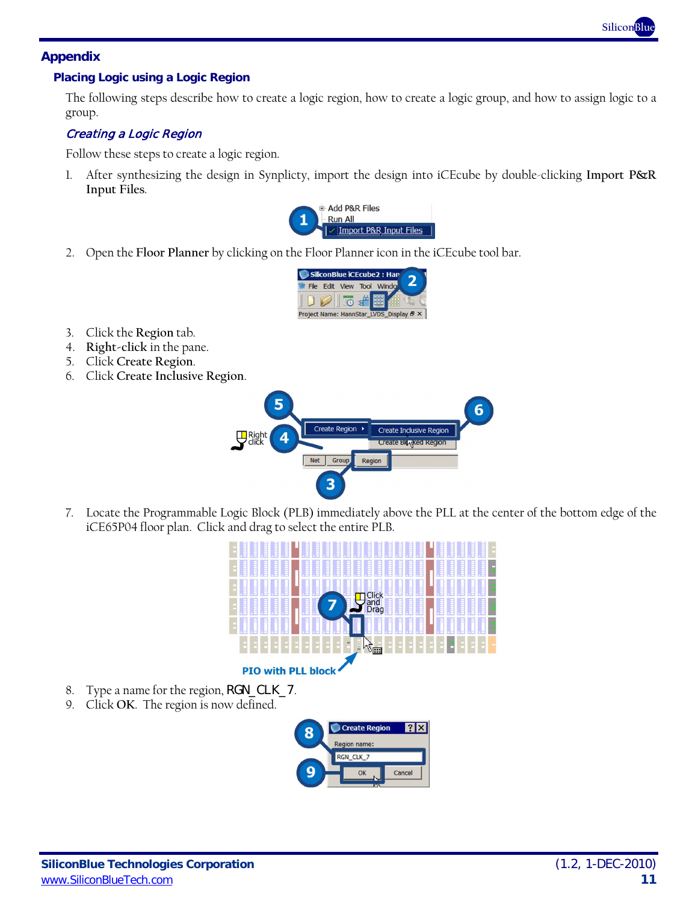## Appendix

### Placing Logic using a Logic Region

The following steps describe how to create a logic region, how to create a logic group, and how to assign logic to a group.

#### *Creating a Logic Region*

Follow these steps to create a logic region.

1. After synthesizing the design in Synplicty, import the design into iCEcube by double-clicking **Import P&R Input Files**.

2. Open the **Floor Planner** by clicking on the Floor Planner icon in the iCEcube tool bar.

3. Click the **Region** tab.
4. **Right-click** in the pane.
5. Click **Create Region**.
6. Click **Create Inclusive Region**.

7. Locate the Programmable Logic Block (PLB) immediately above the PLL at the center of the bottom edge of the iCE65P04 floor plan. Click and drag to select the entire PLB.

**PIO with PLL block**

8. Type a name for the region, RGN_CLK_7.
9. Click **OK**. The region is now defined.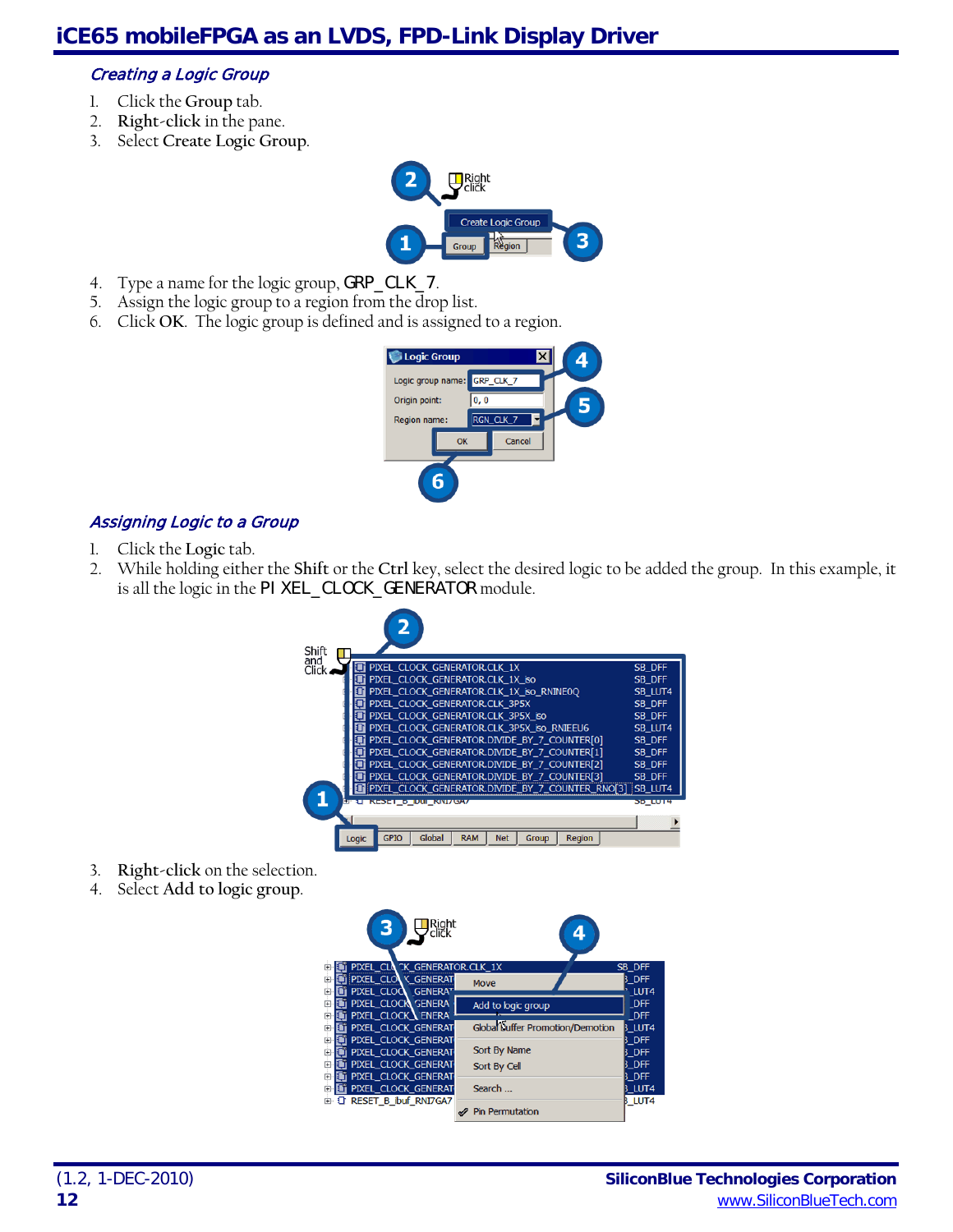### Creating a Logic Group

1. Click the **Group** tab.
2. **Right-click** in the pane.
3. Select **Create Logic Group**.

4. Type a name for the logic group, GRP_CLK_7.
5. Assign the logic group to a region from the drop list.
6. Click **OK**. The logic group is defined and is assigned to a region.

### Assigning Logic to a Group

1. Click the **Logic** tab.
2. While holding either the **Shift** or the **Ctrl** key, select the desired logic to be added the group. In this example, it is all the logic in the PIXEL_CLOCK_GENERATOR module.

3. **Right-click** on the selection.
4. Select **Add to logic group**.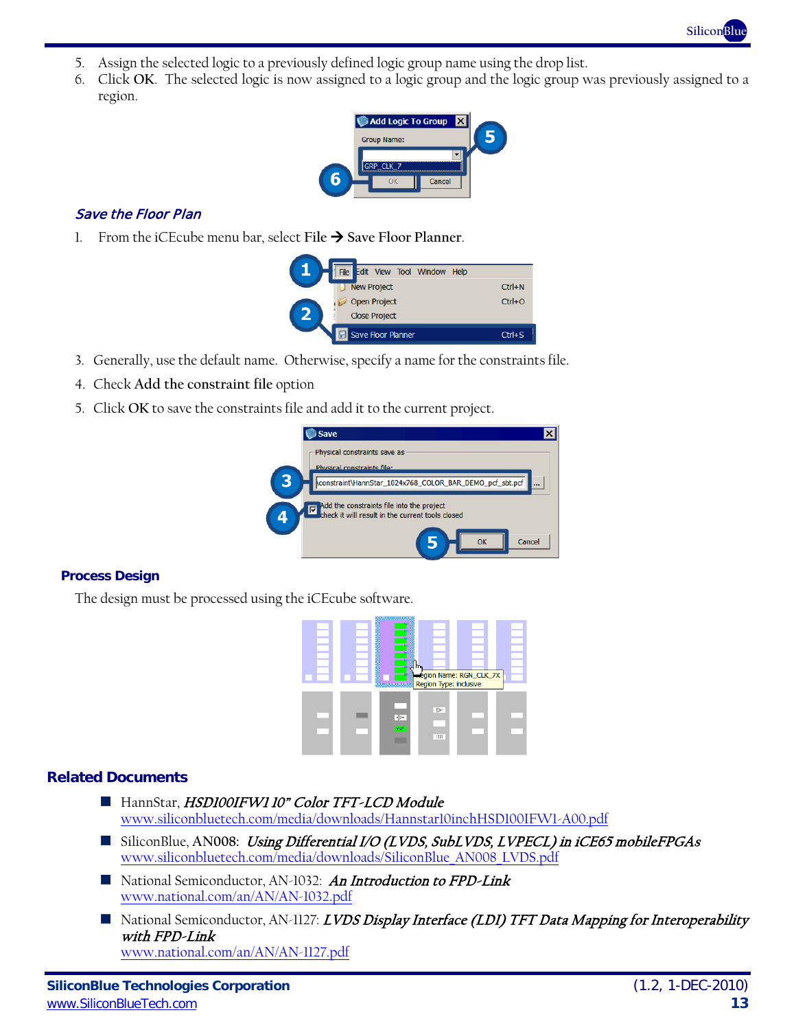5. Assign the selected logic to a previously defined logic group name using the drop list.
6. Click **OK**. The selected logic is now assigned to a logic group and the logic group was previously assigned to a region.

### *Save the Floor Plan*

1. From the iCEcube menu bar, select **File → Save Floor Planner**.

3. Generally, use the default name. Otherwise, specify a name for the constraints file.
4. Check **Add the constraint file** option
5. Click **OK** to save the constraints file and add it to the current project.

### Process Design

The design must be processed using the iCEcube software.

## Related Documents

- HannStar, ***HSD100IFW1 10" Color TFT-LCD Module***
  www.siliconbluetech.com/media/downloads/Hannstar10inchHSD100IFW1-A00.pdf
- SiliconBlue, AN008: ***Using Differential I/O (LVDS, SubLVDS, LVPECL) in iCE65 mobileFPGAs***
  www.siliconbluetech.com/media/downloads/SiliconBlue_AN008_LVDS.pdf
- National Semiconductor, AN-1032: ***An Introduction to FPD-Link***
  www.national.com/an/AN/AN-1032.pdf
- National Semiconductor, AN-1127: ***LVDS Display Interface (LDI) TFT Data Mapping for Interoperability with FPD-Link***
  www.national.com/an/AN/AN-1127.pdf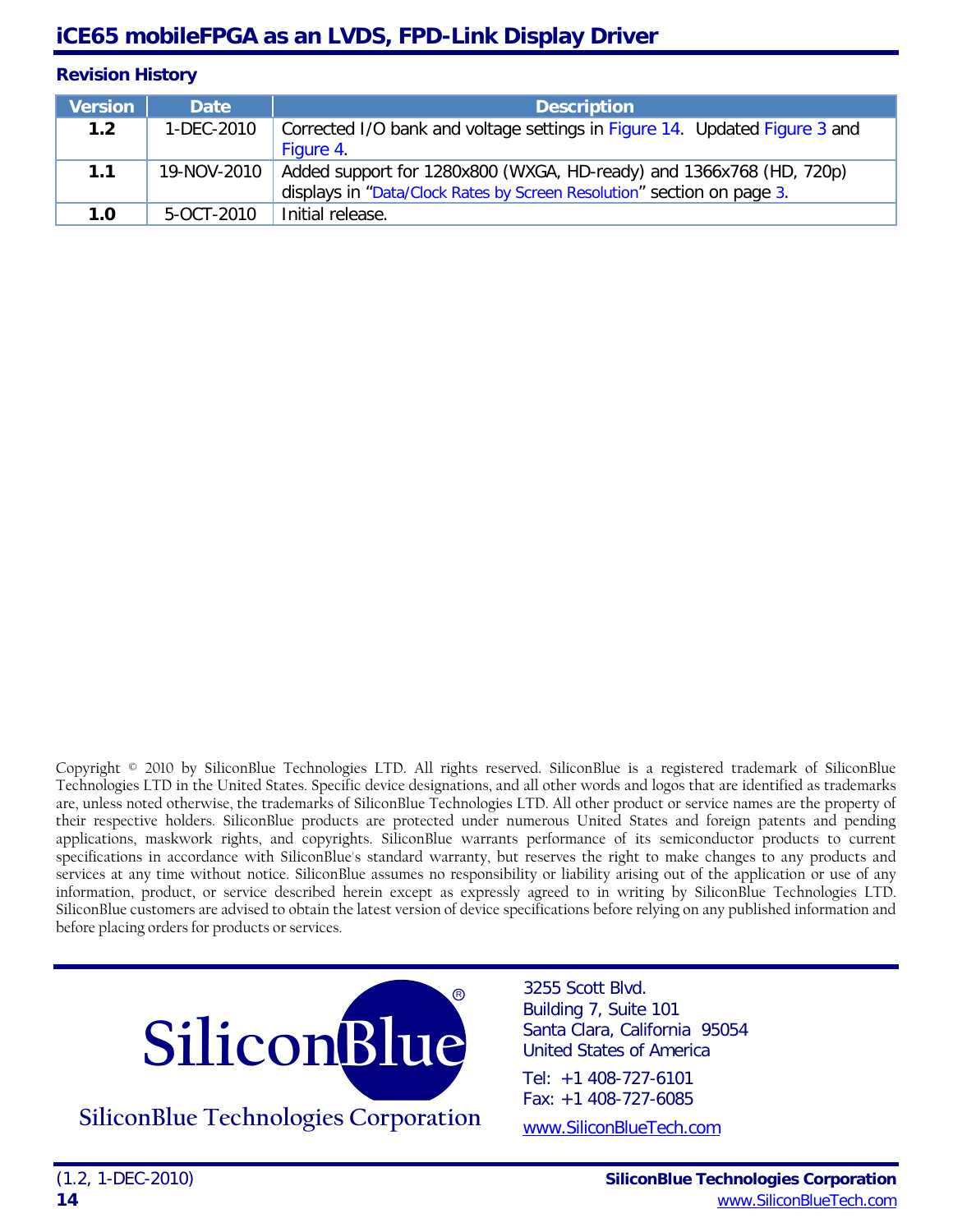## Revision History

| Version | Date | Description |
|---|---|---|
| **1.2** | 1-DEC-2010 | Corrected I/O bank and voltage settings in Figure 14. Updated Figure 3 and Figure 4. |
| **1.1** | 19-NOV-2010 | Added support for 1280x800 (WXGA, HD-ready) and 1366x768 (HD, 720p) displays in "Data/Clock Rates by Screen Resolution" section on page 3. |
| **1.0** | 5-OCT-2010 | Initial release. |

Copyright © 2010 by SiliconBlue Technologies LTD. All rights reserved. SiliconBlue is a registered trademark of SiliconBlue Technologies LTD in the United States. Specific device designations, and all other words and logos that are identified as trademarks are, unless noted otherwise, the trademarks of SiliconBlue Technologies LTD. All other product or service names are the property of their respective holders. SiliconBlue products are protected under numerous United States and foreign patents and pending applications, maskwork rights, and copyrights. SiliconBlue warrants performance of its semiconductor products to current specifications in accordance with SiliconBlue's standard warranty, but reserves the right to make changes to any products and services at any time without notice. SiliconBlue assumes no responsibility or liability arising out of the application or use of any information, product, or service described herein except as expressly agreed to in writing by SiliconBlue Technologies LTD. SiliconBlue customers are advised to obtain the latest version of device specifications before relying on any published information and before placing orders for products or services.

SiliconBlue®

SiliconBlue Technologies Corporation

3255 Scott Blvd.
Building 7, Suite 101
Santa Clara, California 95054
United States of America

Tel: +1 408-727-6101
Fax: +1 408-727-6085

www.SiliconBlueTech.com